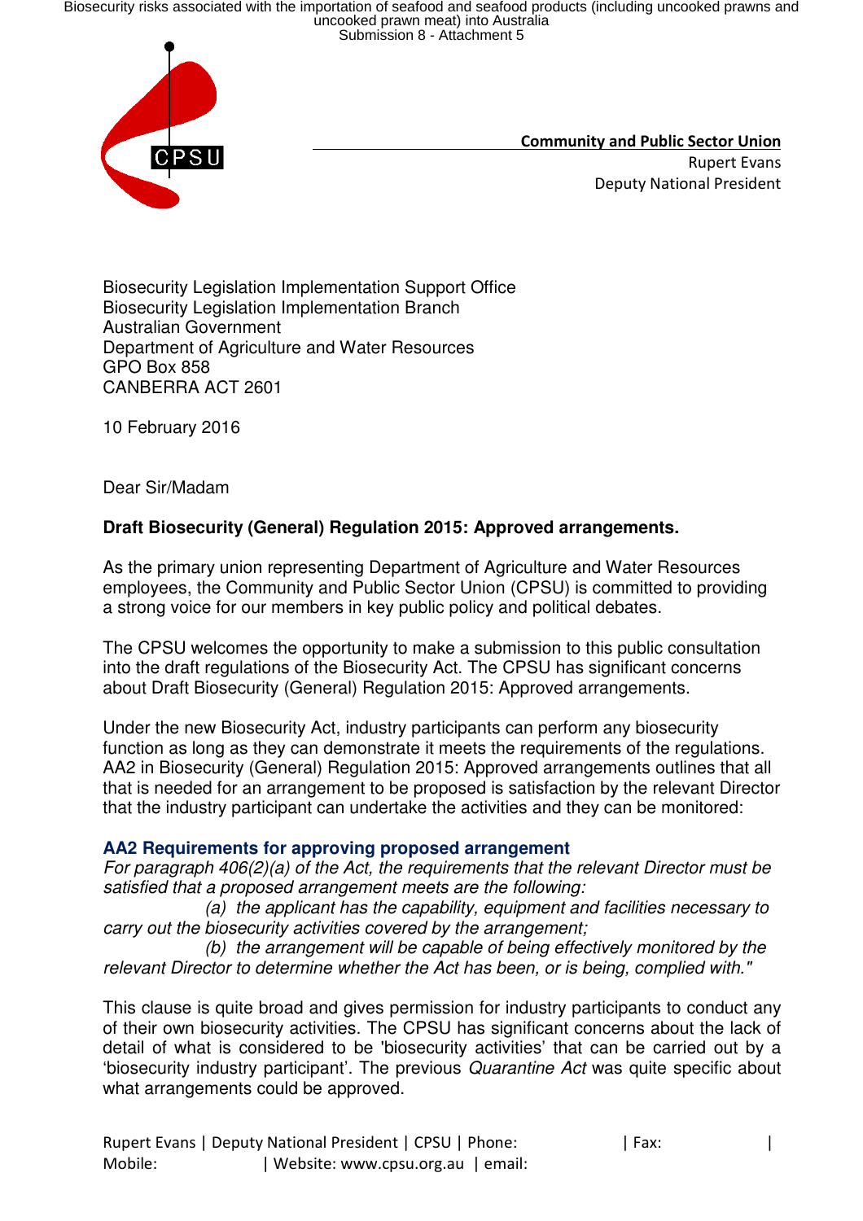**Community and Public Sector Union**
Rupert Evans
Deputy National President

Biosecurity Legislation Implementation Support Office
Biosecurity Legislation Implementation Branch
Australian Government
Department of Agriculture and Water Resources
GPO Box 858
CANBERRA ACT 2601

10 February 2016

Dear Sir/Madam

**Draft Biosecurity (General) Regulation 2015: Approved arrangements.**

As the primary union representing Department of Agriculture and Water Resources employees, the Community and Public Sector Union (CPSU) is committed to providing a strong voice for our members in key public policy and political debates.

The CPSU welcomes the opportunity to make a submission to this public consultation into the draft regulations of the Biosecurity Act. The CPSU has significant concerns about Draft Biosecurity (General) Regulation 2015: Approved arrangements.

Under the new Biosecurity Act, industry participants can perform any biosecurity function as long as they can demonstrate it meets the requirements of the regulations. AA2 in Biosecurity (General) Regulation 2015: Approved arrangements outlines that all that is needed for an arrangement to be proposed is satisfaction by the relevant Director that the industry participant can undertake the activities and they can be monitored:

### AA2 Requirements for approving proposed arrangement

*For paragraph 406(2)(a) of the Act, the requirements that the relevant Director must be satisfied that a proposed arrangement meets are the following:*

*(a) the applicant has the capability, equipment and facilities necessary to carry out the biosecurity activities covered by the arrangement;*

*(b) the arrangement will be capable of being effectively monitored by the relevant Director to determine whether the Act has been, or is being, complied with."*

This clause is quite broad and gives permission for industry participants to conduct any of their own biosecurity activities. The CPSU has significant concerns about the lack of detail of what is considered to be 'biosecurity activities' that can be carried out by a 'biosecurity industry participant'. The previous *Quarantine Act* was quite specific about what arrangements could be approved.

Rupert Evans | Deputy National President | CPSU | Phone: | Fax: |
Mobile: | Website: www.cpsu.org.au | email: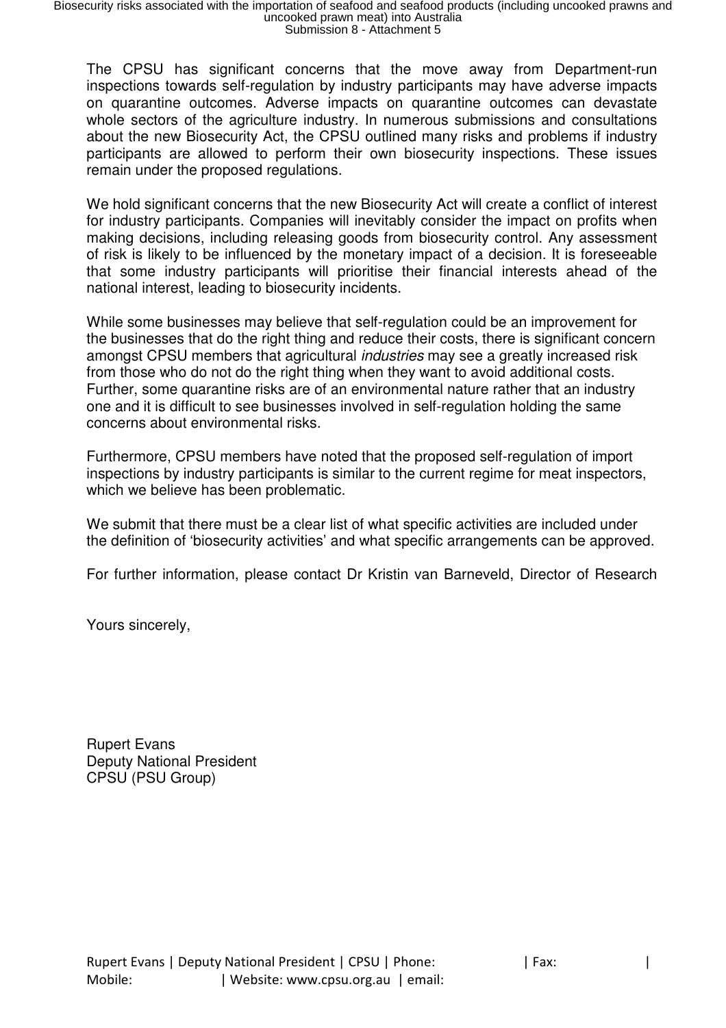The CPSU has significant concerns that the move away from Department-run inspections towards self-regulation by industry participants may have adverse impacts on quarantine outcomes. Adverse impacts on quarantine outcomes can devastate whole sectors of the agriculture industry. In numerous submissions and consultations about the new Biosecurity Act, the CPSU outlined many risks and problems if industry participants are allowed to perform their own biosecurity inspections. These issues remain under the proposed regulations.

We hold significant concerns that the new Biosecurity Act will create a conflict of interest for industry participants. Companies will inevitably consider the impact on profits when making decisions, including releasing goods from biosecurity control. Any assessment of risk is likely to be influenced by the monetary impact of a decision. It is foreseeable that some industry participants will prioritise their financial interests ahead of the national interest, leading to biosecurity incidents.

While some businesses may believe that self-regulation could be an improvement for the businesses that do the right thing and reduce their costs, there is significant concern amongst CPSU members that agricultural *industries* may see a greatly increased risk from those who do not do the right thing when they want to avoid additional costs. Further, some quarantine risks are of an environmental nature rather that an industry one and it is difficult to see businesses involved in self-regulation holding the same concerns about environmental risks.

Furthermore, CPSU members have noted that the proposed self-regulation of import inspections by industry participants is similar to the current regime for meat inspectors, which we believe has been problematic.

We submit that there must be a clear list of what specific activities are included under the definition of 'biosecurity activities' and what specific arrangements can be approved.

For further information, please contact Dr Kristin van Barneveld, Director of Research

Yours sincerely,

Rupert Evans
Deputy National President
CPSU (PSU Group)

Rupert Evans | Deputy National President | CPSU | Phone: | Fax: | Mobile: | Website: www.cpsu.org.au | email: